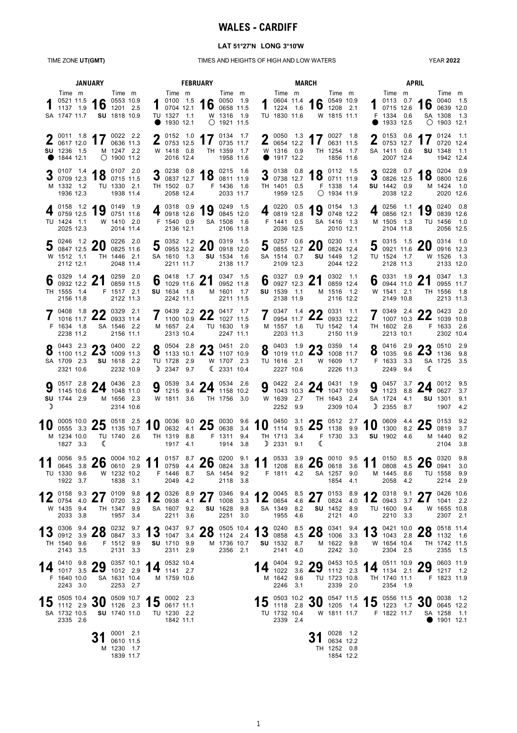# WALES - CARDIFF

**LAT 51°27'N LONG 3°10'W**

TIME ZONE **UT(GMT)** — TIMES AND HEIGHTS OF HIGH AND LOW WATERS — YEAR **2022**

## JANUARY

| Date | Day | Time | m | Time | m | Time | m | Time | m | Moon |
|---|---|---|---|---|---|---|---|---|---|---|
| 1 | SA | 0521 | 11.5 | 1137 | 1.9 | 1747 | 11.7 | | | |
| 2 | SU | 0011 | 1.8 | 0617 | 12.0 | 1236 | 1.5 | 1844 | 12.1 | ● |
| 3 | M | 0107 | 1.4 | 0709 | 12.3 | 1332 | 1.2 | 1936 | 12.3 | |
| 4 | TU | 0158 | 1.2 | 0759 | 12.5 | 1424 | 1.1 | 2025 | 12.3 | |
| 5 | W | 0246 | 1.2 | 0847 | 12.5 | 1512 | 1.1 | 2112 | 12.1 | |
| 6 | TH | 0329 | 1.4 | 0932 | 12.2 | 1555 | 1.4 | 2156 | 11.8 | |
| 7 | F | 0408 | 1.8 | 1016 | 11.7 | 1634 | 1.8 | 2238 | 11.2 | |
| 8 | SA | 0443 | 2.3 | 1100 | 11.2 | 1709 | 2.3 | 2321 | 10.6 | |
| 9 | SU | 0517 | 2.8 | 1145 | 10.6 | 1744 | 2.9 | | | ☽ |
| 10 | M | 0005 | 10.0 | 0555 | 3.3 | 1234 | 10.0 | 1827 | 3.3 | |
| 11 | TU | 0056 | 9.5 | 0645 | 3.8 | 1330 | 9.6 | 1922 | 3.7 | |
| 12 | W | 0158 | 9.3 | 0754 | 4.0 | 1435 | 9.4 | 2033 | 3.8 | |
| 13 | TH | 0306 | 9.4 | 0912 | 3.9 | 1540 | 9.6 | 2143 | 3.5 | |
| 14 | F | 0410 | 9.8 | 1017 | 3.5 | 1640 | 10.0 | 2243 | 3.0 | |
| 15 | SA | 0505 | 10.4 | 1112 | 2.9 | 1732 | 10.5 | 2335 | 2.6 | |
| 16 | SU | 0553 | 10.9 | 1201 | 2.5 | 1818 | 10.9 | | | |
| 17 | M | 0022 | 2.2 | 0636 | 11.3 | 1247 | 2.2 | 1900 | 11.2 | ○ |
| 18 | TU | 0107 | 2.0 | 0715 | 11.5 | 1330 | 2.1 | 1938 | 11.4 | |
| 19 | W | 0149 | 1.9 | 0751 | 11.6 | 1410 | 2.0 | 2014 | 11.4 | |
| 20 | TH | 0226 | 2.0 | 0825 | 11.6 | 1446 | 2.1 | 2048 | 11.4 | |
| 21 | F | 0259 | 2.0 | 0859 | 11.5 | 1517 | 2.1 | 2122 | 11.3 | |
| 22 | SA | 0329 | 2.1 | 0933 | 11.4 | 1546 | 2.2 | 2156 | 11.1 | |
| 23 | SU | 0400 | 2.2 | 1009 | 11.3 | 1618 | 2.2 | 2232 | 10.9 | |
| 24 | M | 0436 | 2.3 | 1048 | 11.0 | 1656 | 2.3 | 2314 | 10.6 | |
| 25 | TU | 0518 | 2.5 | 1135 | 10.7 | 1740 | 2.6 | | | ☾ |
| 26 | W | 0004 | 10.2 | 0610 | 2.9 | 1232 | 10.2 | 1838 | 3.1 | |
| 27 | TH | 0109 | 9.8 | 0720 | 3.2 | 1347 | 9.9 | 1957 | 3.4 | |
| 28 | F | 0232 | 9.7 | 0847 | 3.3 | 1512 | 9.9 | 2131 | 3.3 | |
| 29 | SA | 0357 | 10.1 | 1012 | 2.9 | 1631 | 10.4 | 2253 | 2.7 | |
| 30 | SU | 0509 | 10.7 | 1126 | 2.3 | 1740 | 11.0 | | | |
| 31 | M | 0001 | 2.1 | 0610 | 11.5 | 1230 | 1.7 | 1839 | 11.7 | |

## FEBRUARY

| Date | Day | Time | m | Time | m | Time | m | Time | m | Moon |
|---|---|---|---|---|---|---|---|---|---|---|
| 1 | TU | 0100 | 1.5 | 0704 | 12.1 | 1327 | 1.1 | 1930 | 12.1 | ● |
| 2 | W | 0152 | 1.0 | 0753 | 12.5 | 1418 | 0.8 | 2016 | 12.4 | |
| 3 | TH | 0238 | 0.8 | 0837 | 12.7 | 1502 | 0.7 | 2058 | 12.4 | |
| 4 | F | 0318 | 0.9 | 0918 | 12.6 | 1540 | 0.9 | 2136 | 12.1 | |
| 5 | SA | 0352 | 1.2 | 0955 | 12.2 | 1610 | 1.3 | 2211 | 11.7 | |
| 6 | SU | 0418 | 1.7 | 1029 | 11.6 | 1634 | 1.8 | 2242 | 11.1 | |
| 7 | M | 0439 | 2.2 | 1100 | 10.9 | 1657 | 2.4 | 2313 | 10.4 | |
| 8 | TU | 0504 | 2.8 | 1133 | 10.1 | 1728 | 2.9 | 2347 | 9.7 | ☽ |
| 9 | W | 0539 | 3.4 | 1215 | 9.4 | 1811 | 3.6 | | | |
| 10 | TH | 0036 | 9.0 | 0632 | 4.1 | 1319 | 8.8 | 1917 | 4.1 | |
| 11 | F | 0157 | 8.7 | 0759 | 4.4 | 1446 | 8.7 | 2049 | 4.2 | |
| 12 | SA | 0326 | 8.9 | 0938 | 4.1 | 1607 | 9.2 | 2211 | 3.6 | |
| 13 | SU | 0437 | 9.7 | 1047 | 3.4 | 1710 | 9.9 | 2311 | 2.9 | |
| 14 | M | 0532 | 10.4 | 1141 | 2.7 | 1759 | 10.6 | | | |
| 15 | TU | 0002 | 2.3 | 0617 | 11.1 | 1230 | 2.2 | 1842 | 11.1 | |
| 16 | W | 0050 | 1.9 | 0658 | 11.5 | 1316 | 1.9 | 1921 | 11.5 | ○ |
| 17 | TH | 0134 | 1.7 | 0735 | 11.7 | 1359 | 1.7 | 1958 | 11.6 | |
| 18 | F | 0215 | 1.6 | 0811 | 11.9 | 1436 | 1.6 | 2033 | 11.7 | |
| 19 | SA | 0249 | 1.5 | 0845 | 12.0 | 1508 | 1.6 | 2106 | 11.8 | |
| 20 | SU | 0319 | 1.5 | 0918 | 12.0 | 1534 | 1.6 | 2138 | 11.7 | |
| 21 | M | 0347 | 1.5 | 0952 | 11.8 | 1601 | 1.7 | 2211 | 11.5 | |
| 22 | TU | 0417 | 1.7 | 1027 | 11.5 | 1630 | 1.9 | 2247 | 11.1 | |
| 23 | W | 0451 | 2.0 | 1107 | 10.9 | 1707 | 2.3 | 2331 | 10.4 | ☾ |
| 24 | TH | 0534 | 2.6 | 1158 | 10.2 | 1756 | 3.0 | | | |
| 25 | F | 0030 | 9.6 | 0638 | 3.4 | 1311 | 9.4 | 1914 | 3.8 | |
| 26 | SA | 0200 | 9.1 | 0824 | 3.8 | 1454 | 9.2 | 2118 | 3.8 | |
| 27 | SU | 0346 | 9.4 | 1008 | 3.3 | 1628 | 9.8 | 2251 | 3.0 | |
| 28 | M | 0505 | 10.4 | 1124 | 2.4 | 1736 | 10.7 | 2356 | 2.1 | |

## MARCH

| Date | Day | Time | m | Time | m | Time | m | Time | m | Moon |
|---|---|---|---|---|---|---|---|---|---|---|
| 1 | TU | 0604 | 11.4 | 1224 | 1.6 | 1830 | 11.6 | | | |
| 2 | W | 0050 | 1.3 | 0654 | 12.2 | 1316 | 0.9 | 1917 | 12.2 | ● |
| 3 | TH | 0138 | 0.8 | 0738 | 12.7 | 1401 | 0.5 | 1959 | 12.5 | |
| 4 | F | 0220 | 0.5 | 0819 | 12.8 | 1441 | 0.5 | 2036 | 12.5 | |
| 5 | SA | 0257 | 0.6 | 0855 | 12.7 | 1514 | 0.7 | 2109 | 12.3 | |
| 6 | SU | 0327 | 0.9 | 0927 | 12.3 | 1539 | 1.1 | 2138 | 11.9 | |
| 7 | M | 0347 | 1.4 | 0954 | 11.7 | 1557 | 1.6 | 2203 | 11.3 | |
| 8 | TU | 0403 | 1.9 | 1019 | 11.0 | 1616 | 2.1 | 2227 | 10.6 | |
| 9 | W | 0422 | 2.4 | 1043 | 10.3 | 1639 | 2.7 | 2252 | 9.9 | |
| 10 | TH | 0450 | 3.1 | 1114 | 9.5 | 1713 | 3.4 | 2331 | 9.1 | ☽ |
| 11 | F | 0533 | 3.9 | 1208 | 8.6 | 1811 | 4.2 | | | |
| 12 | SA | 0045 | 8.5 | 0654 | 4.6 | 1349 | 8.2 | 1955 | 4.6 | |
| 13 | SU | 0240 | 8.5 | 0858 | 4.5 | 1532 | 8.7 | 2141 | 4.0 | |
| 14 | M | 0404 | 9.2 | 1022 | 3.6 | 1642 | 9.6 | 2246 | 3.1 | |
| 15 | TU | 0503 | 10.2 | 1118 | 2.8 | 1732 | 10.4 | 2339 | 2.4 | |
| 16 | W | 0549 | 10.9 | 1208 | 2.1 | 1815 | 11.1 | | | |
| 17 | TH | 0027 | 1.8 | 0631 | 11.5 | 1254 | 1.7 | 1856 | 11.6 | |
| 18 | F | 0112 | 1.5 | 0711 | 11.9 | 1338 | 1.4 | 1934 | 11.9 | ○ |
| 19 | SA | 0154 | 1.3 | 0748 | 12.2 | 1416 | 1.3 | 2010 | 12.1 | |
| 20 | SU | 0230 | 1.1 | 0824 | 12.4 | 1449 | 1.2 | 2044 | 12.2 | |
| 21 | M | 0302 | 1.1 | 0859 | 12.4 | 1516 | 1.2 | 2116 | 12.2 | |
| 22 | TU | 0331 | 1.1 | 0933 | 12.2 | 1542 | 1.4 | 2150 | 11.9 | |
| 23 | W | 0359 | 1.4 | 1008 | 11.7 | 1609 | 1.7 | 2226 | 11.3 | |
| 24 | TH | 0431 | 1.9 | 1047 | 10.9 | 1643 | 2.4 | 2309 | 10.4 | |
| 25 | F | 0512 | 2.7 | 1138 | 9.9 | 1730 | 3.3 | | | ☾ |
| 26 | SA | 0010 | 9.5 | 0618 | 3.6 | 1257 | 9.0 | 1854 | 4.1 | |
| 27 | SU | 0153 | 8.9 | 0824 | 4.0 | 1452 | 8.9 | 2121 | 4.0 | |
| 28 | M | 0341 | 9.4 | 1006 | 3.3 | 1622 | 9.8 | 2242 | 3.0 | |
| 29 | TU | 0453 | 10.5 | 1112 | 2.3 | 1723 | 10.8 | 2339 | 2.0 | |
| 30 | W | 0547 | 11.5 | 1205 | 1.4 | 1811 | 11.7 | | | |
| 31 | TH | 0028 | 1.2 | 0634 | 12.2 | 1252 | 0.8 | 1854 | 12.2 | |

## APRIL

| Date | Day | Time | m | Time | m | Time | m | Time | m | Moon |
|---|---|---|---|---|---|---|---|---|---|---|
| 1 | F | 0113 | 0.7 | 0715 | 12.6 | 1334 | 0.6 | 1933 | 12.5 | ● |
| 2 | SA | 0153 | 0.6 | 0753 | 12.7 | 1411 | 0.6 | 2007 | 12.4 | |
| 3 | SU | 0228 | 0.7 | 0826 | 12.5 | 1442 | 0.9 | 2038 | 12.2 | |
| 4 | M | 0256 | 1.1 | 0856 | 12.1 | 1505 | 1.3 | 2104 | 11.8 | |
| 5 | TU | 0315 | 1.5 | 0921 | 11.6 | 1524 | 1.7 | 2128 | 11.3 | |
| 6 | W | 0331 | 1.9 | 0944 | 11.0 | 1541 | 2.1 | 2149 | 10.8 | |
| 7 | TH | 0349 | 2.4 | 1007 | 10.3 | 1602 | 2.6 | 2213 | 10.1 | |
| 8 | F | 0416 | 2.9 | 1035 | 9.6 | 1633 | 3.3 | 2249 | 9.4 | |
| 9 | SA | 0457 | 3.7 | 1123 | 8.8 | 1724 | 4.1 | 2355 | 8.7 | ☽ |
| 10 | SU | 0609 | 4.4 | 1300 | 8.2 | 1902 | 4.6 | | | |
| 11 | M | 0150 | 8.5 | 0808 | 4.5 | 1445 | 8.6 | 2058 | 4.2 | |
| 12 | TU | 0318 | 9.1 | 0943 | 3.7 | 1600 | 9.4 | 2210 | 3.3 | |
| 13 | W | 0421 | 10.0 | 1043 | 2.8 | 1654 | 10.4 | 2304 | 2.5 | |
| 14 | TH | 0511 | 10.9 | 1134 | 2.1 | 1740 | 11.1 | 2354 | 1.9 | |
| 15 | F | 0556 | 11.5 | 1223 | 1.7 | 1822 | 11.7 | | | |
| 16 | SA | 0040 | 1.5 | 0639 | 12.0 | 1308 | 1.3 | 1903 | 12.1 | ○ |
| 17 | SU | 0124 | 1.1 | 0720 | 12.4 | 1348 | 1.1 | 1942 | 12.4 | |
| 18 | M | 0204 | 0.9 | 0800 | 12.6 | 1424 | 1.0 | 2020 | 12.6 | |
| 19 | TU | 0240 | 0.8 | 0839 | 12.6 | 1456 | 1.0 | 2056 | 12.5 | |
| 20 | W | 0314 | 1.0 | 0916 | 12.3 | 1526 | 1.3 | 2133 | 12.0 | |
| 21 | TH | 0347 | 1.3 | 0955 | 11.7 | 1556 | 1.8 | 2213 | 11.3 | |
| 22 | F | 0423 | 2.0 | 1039 | 10.8 | 1633 | 2.6 | 2302 | 10.4 | |
| 23 | SA | 0510 | 2.9 | 1136 | 9.8 | 1725 | 3.5 | | | ☾ |
| 24 | SU | 0012 | 9.5 | 0627 | 3.7 | 1301 | 9.1 | 1907 | 4.2 | |
| 25 | M | 0153 | 9.2 | 0819 | 3.7 | 1440 | 9.2 | 2104 | 3.8 | |
| 26 | TU | 0320 | 9.8 | 0941 | 3.0 | 1558 | 9.9 | 2214 | 2.9 | |
| 27 | W | 0426 | 10.6 | 1041 | 2.2 | 1655 | 10.8 | 2307 | 2.1 | |
| 28 | TH | 0518 | 11.4 | 1132 | 1.6 | 1742 | 11.5 | 2355 | 1.5 | |
| 29 | F | 0603 | 11.9 | 1217 | 1.2 | 1823 | 11.9 | | | |
| 30 | SA | 0038 | 1.2 | 0645 | 12.2 | 1258 | 1.1 | 1901 | 12.1 | ● |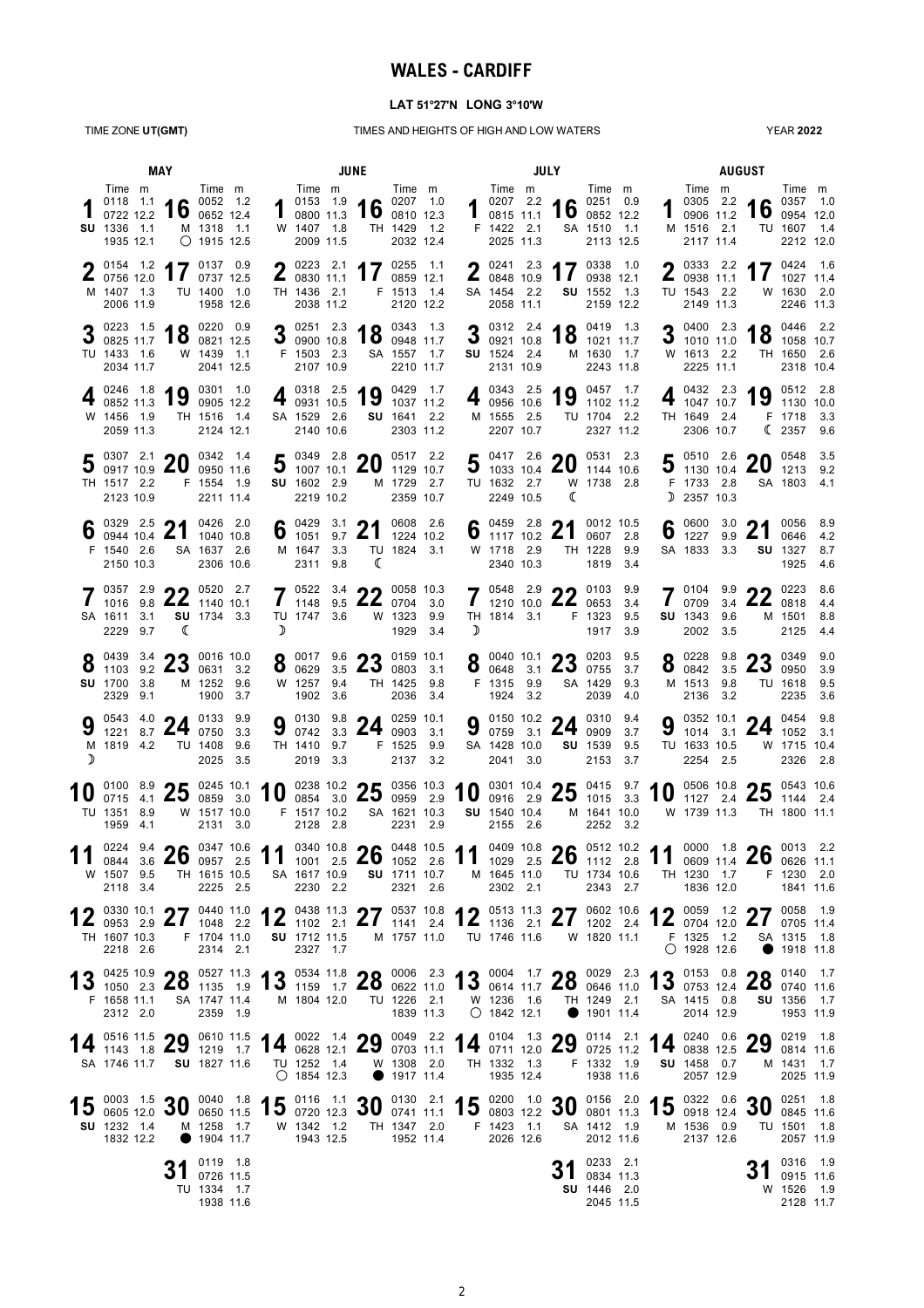# WALES - CARDIFF

**LAT 51°27'N LONG 3°10'W**

TIME ZONE **UT(GMT)** | TIMES AND HEIGHTS OF HIGH AND LOW WATERS | YEAR **2022**

## MAY

| Date | Day | Time | m | Time | m | Time | m | Time | m | Moon |
|---|---|---|---|---|---|---|---|---|---|---|
| 1 | SU | 0118 | 1.1 | 0722 | 12.2 | 1336 | 1.1 | 1935 | 12.1 | |
| 2 | M | 0154 | 1.2 | 0756 | 12.0 | 1407 | 1.3 | 2006 | 11.9 | |
| 3 | TU | 0223 | 1.5 | 0825 | 11.7 | 1433 | 1.6 | 2034 | 11.7 | |
| 4 | W | 0246 | 1.8 | 0852 | 11.3 | 1456 | 1.9 | 2059 | 11.3 | |
| 5 | TH | 0307 | 2.1 | 0917 | 10.9 | 1517 | 2.2 | 2123 | 10.9 | |
| 6 | F | 0329 | 2.5 | 0944 | 10.4 | 1540 | 2.6 | 2150 | 10.3 | |
| 7 | SA | 0357 | 2.9 | 1016 | 9.8 | 1611 | 3.1 | 2229 | 9.7 | |
| 8 | SU | 0439 | 3.4 | 1103 | 9.2 | 1700 | 3.8 | 2329 | 9.1 | |
| 9 | M | 0543 | 4.0 | 1221 | 8.7 | 1819 | 4.2 | | | ☽ |
| 10 | TU | 0100 | 8.9 | 0715 | 4.1 | 1351 | 8.9 | 1959 | 4.1 | |
| 11 | W | 0224 | 9.4 | 0844 | 3.6 | 1507 | 9.5 | 2118 | 3.4 | |
| 12 | TH | 0330 | 10.1 | 0953 | 2.9 | 1607 | 10.3 | 2218 | 2.6 | |
| 13 | F | 0425 | 10.9 | 1050 | 2.3 | 1658 | 11.1 | 2312 | 2.0 | |
| 14 | SA | 0516 | 11.5 | 1143 | 1.8 | 1746 | 11.7 | | | |
| 15 | SU | 0003 | 1.5 | 0605 | 12.0 | 1232 | 1.4 | 1832 | 12.2 | |
| 16 | M | 0052 | 1.2 | 0652 | 12.4 | 1318 | 1.1 | 1915 | 12.5 | ○ |
| 17 | TU | 0137 | 0.9 | 0737 | 12.5 | 1400 | 1.0 | 1958 | 12.6 | |
| 18 | W | 0220 | 0.9 | 0821 | 12.5 | 1439 | 1.1 | 2041 | 12.5 | |
| 19 | TH | 0301 | 1.0 | 0905 | 12.2 | 1516 | 1.4 | 2124 | 12.1 | |
| 20 | F | 0342 | 1.4 | 0950 | 11.6 | 1554 | 1.9 | 2211 | 11.4 | |
| 21 | SA | 0426 | 2.0 | 1040 | 10.8 | 1637 | 2.6 | 2306 | 10.7 | |
| 22 | SU | 0520 | 2.7 | 1140 | 10.1 | 1734 | 3.3 | | | ☾ |
| 23 | M | 0016 | 10.0 | 0631 | 3.2 | 1252 | 9.6 | 1900 | 3.7 | |
| 24 | TU | 0133 | 9.9 | 0750 | 3.3 | 1408 | 9.6 | 2025 | 3.5 | |
| 25 | W | 0245 | 10.1 | 0859 | 3.0 | 1517 | 10.0 | 2131 | 3.0 | |
| 26 | TH | 0347 | 10.6 | 0957 | 2.5 | 1615 | 10.5 | 2225 | 2.5 | |
| 27 | F | 0440 | 11.0 | 1048 | 2.2 | 1704 | 11.0 | 2314 | 2.1 | |
| 28 | SA | 0527 | 11.3 | 1135 | 1.9 | 1747 | 11.4 | 2359 | 1.9 | |
| 29 | SU | 0610 | 11.5 | 1219 | 1.7 | 1827 | 11.6 | | | |
| 30 | M | 0040 | 1.8 | 0650 | 11.5 | 1258 | 1.7 | 1904 | 11.7 | ● |
| 31 | TU | 0119 | 1.8 | 0726 | 11.5 | 1334 | 1.7 | 1938 | 11.6 | |

## JUNE

| Date | Day | Time | m | Time | m | Time | m | Time | m | Moon |
|---|---|---|---|---|---|---|---|---|---|---|
| 1 | W | 0153 | 1.9 | 0800 | 11.3 | 1407 | 1.8 | 2009 | 11.5 | |
| 2 | TH | 0223 | 2.1 | 0830 | 11.1 | 1436 | 2.1 | 2038 | 11.2 | |
| 3 | F | 0251 | 2.3 | 0900 | 10.8 | 1503 | 2.3 | 2107 | 10.9 | |
| 4 | SA | 0318 | 2.5 | 0931 | 10.5 | 1529 | 2.6 | 2140 | 10.6 | |
| 5 | SU | 0349 | 2.8 | 1007 | 10.1 | 1602 | 2.9 | 2219 | 10.2 | |
| 6 | M | 0429 | 3.1 | 1051 | 9.7 | 1647 | 3.3 | 2311 | 9.8 | |
| 7 | TU | 0522 | 3.4 | 1148 | 9.5 | 1747 | 3.6 | | | ☽ |
| 8 | W | 0017 | 9.6 | 0629 | 3.5 | 1257 | 9.4 | 1902 | 3.6 | |
| 9 | TH | 0130 | 9.8 | 0742 | 3.3 | 1410 | 9.7 | 2019 | 3.3 | |
| 10 | F | 0238 | 10.2 | 0854 | 3.0 | 1517 | 10.2 | 2128 | 2.8 | |
| 11 | SA | 0340 | 10.8 | 1001 | 2.5 | 1617 | 10.9 | 2230 | 2.2 | |
| 12 | SU | 0438 | 11.3 | 1102 | 2.1 | 1712 | 11.5 | 2327 | 1.7 | |
| 13 | M | 0534 | 11.8 | 1159 | 1.7 | 1804 | 12.0 | | | |
| 14 | TU | 0022 | 1.4 | 0628 | 12.1 | 1252 | 1.4 | 1854 | 12.3 | ○ |
| 15 | W | 0116 | 1.1 | 0720 | 12.3 | 1342 | 1.2 | 1943 | 12.5 | |
| 16 | TH | 0207 | 1.0 | 0810 | 12.3 | 1429 | 1.2 | 2032 | 12.4 | |
| 17 | F | 0255 | 1.1 | 0859 | 12.1 | 1513 | 1.4 | 2120 | 12.2 | |
| 18 | SA | 0343 | 1.3 | 0948 | 11.7 | 1557 | 1.7 | 2210 | 11.7 | |
| 19 | SU | 0429 | 1.7 | 1037 | 11.2 | 1641 | 2.2 | 2303 | 11.2 | |
| 20 | M | 0517 | 2.2 | 1129 | 10.7 | 1729 | 2.7 | 2359 | 10.7 | |
| 21 | TU | 0608 | 2.6 | 1224 | 10.2 | 1824 | 3.1 | | | ☾ |
| 22 | W | 0058 | 10.3 | 0704 | 3.0 | 1323 | 9.9 | 1929 | 3.4 | |
| 23 | TH | 0159 | 10.1 | 0803 | 3.1 | 1425 | 9.8 | 2036 | 3.4 | |
| 24 | F | 0259 | 10.1 | 0903 | 3.1 | 1525 | 9.9 | 2137 | 3.2 | |
| 25 | SA | 0356 | 10.3 | 0959 | 2.9 | 1621 | 10.3 | 2231 | 2.9 | |
| 26 | SU | 0448 | 10.5 | 1052 | 2.6 | 1711 | 10.7 | 2321 | 2.6 | |
| 27 | M | 0537 | 10.8 | 1141 | 2.4 | 1757 | 11.0 | | | |
| 28 | TU | 0006 | 2.3 | 0622 | 11.0 | 1226 | 2.1 | 1839 | 11.3 | |
| 29 | W | 0049 | 2.2 | 0703 | 11.1 | 1308 | 2.0 | 1917 | 11.4 | ● |
| 30 | TH | 0130 | 2.1 | 0741 | 11.1 | 1347 | 2.0 | 1952 | 11.4 | |

## JULY

| Date | Day | Time | m | Time | m | Time | m | Time | m | Moon |
|---|---|---|---|---|---|---|---|---|---|---|
| 1 | F | 0207 | 2.2 | 0815 | 11.1 | 1422 | 2.1 | 2025 | 11.3 | |
| 2 | SA | 0241 | 2.3 | 0848 | 10.9 | 1454 | 2.2 | 2058 | 11.1 | |
| 3 | SU | 0312 | 2.4 | 0921 | 10.8 | 1524 | 2.4 | 2131 | 10.9 | |
| 4 | M | 0343 | 2.5 | 0956 | 10.6 | 1555 | 2.5 | 2207 | 10.7 | |
| 5 | TU | 0417 | 2.6 | 1033 | 10.4 | 1632 | 2.7 | 2249 | 10.5 | |
| 6 | W | 0459 | 2.8 | 1117 | 10.2 | 1718 | 2.9 | 2340 | 10.3 | |
| 7 | TH | 0548 | 2.9 | 1210 | 10.0 | 1814 | 3.1 | | | ☽ |
| 8 | F | 0040 | 10.1 | 0648 | 3.1 | 1315 | 9.9 | 1924 | 3.2 | |
| 9 | SA | 0150 | 10.2 | 0759 | 3.1 | 1428 | 10.0 | 2041 | 3.0 | |
| 10 | SU | 0301 | 10.4 | 0916 | 2.9 | 1540 | 10.4 | 2155 | 2.6 | |
| 11 | M | 0409 | 10.8 | 1029 | 2.5 | 1645 | 11.0 | 2302 | 2.1 | |
| 12 | TU | 0513 | 11.3 | 1136 | 2.1 | 1746 | 11.6 | | | |
| 13 | W | 0004 | 1.7 | 0614 | 11.7 | 1236 | 1.6 | 1842 | 12.1 | ○ |
| 14 | TH | 0104 | 1.3 | 0711 | 12.0 | 1332 | 1.3 | 1935 | 12.4 | |
| 15 | F | 0200 | 1.0 | 0803 | 12.2 | 1423 | 1.1 | 2026 | 12.6 | |
| 16 | SA | 0251 | 0.9 | 0852 | 12.2 | 1510 | 1.1 | 2113 | 12.5 | |
| 17 | SU | 0338 | 1.0 | 0938 | 12.1 | 1552 | 1.3 | 2159 | 12.2 | |
| 18 | M | 0419 | 1.3 | 1021 | 11.7 | 1630 | 1.7 | 2243 | 11.8 | |
| 19 | TU | 0457 | 1.7 | 1102 | 11.2 | 1704 | 2.2 | 2327 | 11.2 | |
| 20 | W | 0531 | 2.3 | 1144 | 10.6 | 1738 | 2.8 | | | ☾ |
| 21 | TH | 0012 | 10.5 | 0607 | 2.8 | 1228 | 9.9 | 1819 | 3.4 | |
| 22 | F | 0103 | 9.9 | 0653 | 3.4 | 1323 | 9.5 | 1917 | 3.9 | |
| 23 | SA | 0203 | 9.5 | 0755 | 3.7 | 1429 | 9.3 | 2039 | 4.0 | |
| 24 | SU | 0310 | 9.4 | 0909 | 3.7 | 1539 | 9.5 | 2153 | 3.7 | |
| 25 | M | 0415 | 9.7 | 1015 | 3.3 | 1641 | 10.0 | 2252 | 3.2 | |
| 26 | TU | 0512 | 10.2 | 1112 | 2.8 | 1734 | 10.6 | 2343 | 2.7 | |
| 27 | W | 0602 | 10.6 | 1202 | 2.4 | 1820 | 11.1 | | | |
| 28 | TH | 0029 | 2.3 | 0646 | 11.0 | 1249 | 2.1 | 1901 | 11.4 | ● |
| 29 | F | 0114 | 2.1 | 0725 | 11.2 | 1332 | 1.9 | 1938 | 11.6 | |
| 30 | SA | 0156 | 2.0 | 0801 | 11.3 | 1412 | 1.9 | 2012 | 11.6 | |
| 31 | SU | 0233 | 2.1 | 0834 | 11.3 | 1446 | 2.0 | 2045 | 11.5 | |

## AUGUST

| Date | Day | Time | m | Time | m | Time | m | Time | m | Moon |
|---|---|---|---|---|---|---|---|---|---|---|
| 1 | M | 0305 | 2.2 | 0906 | 11.2 | 1516 | 2.1 | 2117 | 11.4 | |
| 2 | TU | 0333 | 2.2 | 0938 | 11.1 | 1543 | 2.2 | 2149 | 11.3 | |
| 3 | W | 0400 | 2.3 | 1010 | 11.0 | 1613 | 2.2 | 2225 | 11.1 | |
| 4 | TH | 0432 | 2.3 | 1047 | 10.7 | 1649 | 2.4 | 2306 | 10.7 | |
| 5 | F | 0510 | 2.6 | 1130 | 10.4 | 1733 | 2.8 | 2357 | 10.3 | ☽ |
| 6 | SA | 0600 | 3.0 | 1227 | 9.9 | 1833 | 3.3 | | | |
| 7 | SU | 0104 | 9.9 | 0709 | 3.4 | 1343 | 9.6 | 2002 | 3.5 | |
| 8 | M | 0228 | 9.8 | 0842 | 3.5 | 1513 | 9.8 | 2136 | 3.2 | |
| 9 | TU | 0352 | 10.1 | 1014 | 3.1 | 1633 | 10.5 | 2254 | 2.5 | |
| 10 | W | 0506 | 10.8 | 1127 | 2.4 | 1739 | 11.3 | | | |
| 11 | TH | 0000 | 1.8 | 0609 | 11.4 | 1230 | 1.7 | 1836 | 12.0 | |
| 12 | F | 0059 | 1.2 | 0704 | 12.0 | 1325 | 1.2 | 1928 | 12.6 | ○ |
| 13 | SA | 0153 | 0.8 | 0753 | 12.4 | 1415 | 0.8 | 2014 | 12.9 | |
| 14 | SU | 0240 | 0.6 | 0838 | 12.5 | 1458 | 0.7 | 2057 | 12.9 | |
| 15 | M | 0322 | 0.6 | 0918 | 12.4 | 1536 | 0.9 | 2137 | 12.6 | |
| 16 | TU | 0357 | 1.0 | 0954 | 12.0 | 1607 | 1.4 | 2212 | 12.0 | |
| 17 | W | 0424 | 1.6 | 1027 | 11.4 | 1630 | 2.0 | 2246 | 11.3 | |
| 18 | TH | 0446 | 2.2 | 1058 | 10.7 | 1650 | 2.6 | 2318 | 10.4 | |
| 19 | F | 0512 | 2.8 | 1130 | 10.0 | 1718 | 3.3 | 2357 | 9.6 | ☾ |
| 20 | SA | 0548 | 3.5 | 1213 | 9.2 | 1803 | 4.1 | | | |
| 21 | SU | 0056 | 8.9 | 0646 | 4.2 | 1327 | 8.7 | 1925 | 4.6 | |
| 22 | M | 0223 | 8.6 | 0818 | 4.4 | 1501 | 8.8 | 2125 | 4.4 | |
| 23 | TU | 0349 | 9.0 | 0950 | 3.9 | 1618 | 9.5 | 2235 | 3.6 | |
| 24 | W | 0454 | 9.8 | 1052 | 3.1 | 1715 | 10.4 | 2326 | 2.8 | |
| 25 | TH | 0543 | 10.6 | 1144 | 2.4 | 1800 | 11.1 | | | |
| 26 | F | 0013 | 2.2 | 0626 | 11.1 | 1230 | 2.0 | 1841 | 11.6 | |
| 27 | SA | 0058 | 1.9 | 0705 | 11.4 | 1315 | 1.8 | 1918 | 11.8 | ● |
| 28 | SU | 0140 | 1.7 | 0740 | 11.6 | 1356 | 1.7 | 1953 | 11.9 | |
| 29 | M | 0219 | 1.8 | 0814 | 11.6 | 1431 | 1.7 | 2025 | 11.9 | |
| 30 | TU | 0251 | 1.8 | 0845 | 11.6 | 1501 | 1.8 | 2057 | 11.9 | |
| 31 | W | 0316 | 1.9 | 0915 | 11.6 | 1526 | 1.9 | 2128 | 11.7 | |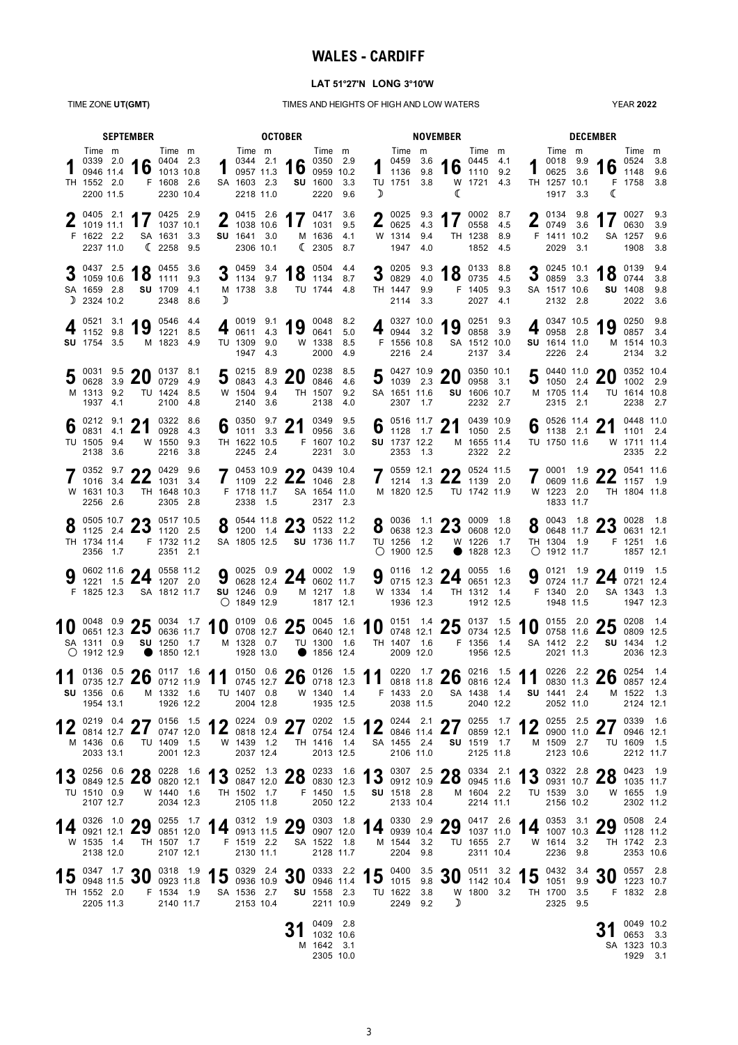# WALES - CARDIFF

**LAT 51°27'N LONG 3°10'W**

TIME ZONE **UT(GMT)** — TIMES AND HEIGHTS OF HIGH AND LOW WATERS — YEAR **2022**

## SEPTEMBER

| Date | Day | Moon | Time | m | Time | m | Time | m | Time | m |
|---|---|---|---|---|---|---|---|---|---|---|
| 1 | TH | | 0339 | 2.0 | 0946 | 11.4 | 1552 | 2.0 | 2200 | 11.5 |
| 2 | F | | 0405 | 2.1 | 1019 | 11.1 | 1622 | 2.2 | 2237 | 11.0 |
| 3 | SA | ☽ | 0437 | 2.5 | 1059 | 10.6 | 1659 | 2.8 | 2324 | 10.2 |
| 4 | SU | | 0521 | 3.1 | 1152 | 9.8 | 1754 | 3.5 | | |
| 5 | M | | 0031 | 9.5 | 0628 | 3.9 | 1313 | 9.2 | 1937 | 4.1 |
| 6 | TU | | 0212 | 9.1 | 0831 | 4.1 | 1505 | 9.4 | 2138 | 3.6 |
| 7 | W | | 0352 | 9.7 | 1016 | 3.4 | 1631 | 10.3 | 2256 | 2.6 |
| 8 | TH | | 0505 | 10.7 | 1125 | 2.4 | 1734 | 11.4 | 2356 | 1.7 |
| 9 | F | | 0602 | 11.6 | 1221 | 1.5 | 1825 | 12.3 | | |
| 10 | SA | ○ | 0048 | 0.9 | 0651 | 12.3 | 1311 | 0.9 | 1912 | 12.9 |
| 11 | SU | | 0136 | 0.5 | 0735 | 12.7 | 1356 | 0.6 | 1954 | 13.1 |
| 12 | M | | 0219 | 0.4 | 0814 | 12.7 | 1436 | 0.6 | 2033 | 13.1 |
| 13 | TU | | 0256 | 0.6 | 0849 | 12.5 | 1510 | 0.9 | 2107 | 12.7 |
| 14 | W | | 0326 | 1.0 | 0921 | 12.1 | 1535 | 1.4 | 2138 | 12.0 |
| 15 | TH | | 0347 | 1.7 | 0948 | 11.5 | 1552 | 2.0 | 2205 | 11.3 |
| 16 | F | | 0404 | 2.3 | 1013 | 10.8 | 1608 | 2.6 | 2230 | 10.4 |
| 17 | SA | ☾ | 0425 | 2.9 | 1037 | 10.1 | 1631 | 3.3 | 2258 | 9.5 |
| 18 | SU | | 0455 | 3.6 | 1111 | 9.3 | 1709 | 4.1 | 2348 | 8.6 |
| 19 | M | | 0546 | 4.4 | 1221 | 8.5 | 1823 | 4.9 | | |
| 20 | TU | | 0137 | 8.1 | 0729 | 4.9 | 1424 | 8.5 | 2100 | 4.8 |
| 21 | W | | 0322 | 8.6 | 0928 | 4.3 | 1550 | 9.3 | 2216 | 3.8 |
| 22 | TH | | 0429 | 9.6 | 1031 | 3.4 | 1648 | 10.3 | 2305 | 2.8 |
| 23 | F | | 0517 | 10.5 | 1120 | 2.5 | 1732 | 11.2 | 2351 | 2.1 |
| 24 | SA | | 0558 | 11.2 | 1207 | 2.0 | 1812 | 11.7 | | |
| 25 | SU | ● | 0034 | 1.7 | 0636 | 11.7 | 1250 | 1.7 | 1850 | 12.1 |
| 26 | M | | 0117 | 1.6 | 0712 | 11.9 | 1332 | 1.6 | 1926 | 12.2 |
| 27 | TU | | 0156 | 1.5 | 0747 | 12.0 | 1409 | 1.5 | 2001 | 12.3 |
| 28 | W | | 0228 | 1.6 | 0820 | 12.1 | 1440 | 1.6 | 2034 | 12.3 |
| 29 | TH | | 0255 | 1.7 | 0851 | 12.0 | 1507 | 1.7 | 2107 | 12.1 |
| 30 | F | | 0318 | 1.9 | 0923 | 11.8 | 1534 | 1.9 | 2140 | 11.7 |

## OCTOBER

| Date | Day | Moon | Time | m | Time | m | Time | m | Time | m |
|---|---|---|---|---|---|---|---|---|---|---|
| 1 | SA | | 0344 | 2.1 | 0957 | 11.3 | 1603 | 2.3 | 2218 | 11.0 |
| 2 | SU | | 0415 | 2.6 | 1038 | 10.6 | 1641 | 3.0 | 2306 | 10.1 |
| 3 | M | ☽ | 0459 | 3.4 | 1134 | 9.7 | 1738 | 3.8 | | |
| 4 | TU | | 0019 | 9.1 | 0611 | 4.3 | 1309 | 9.0 | 1947 | 4.3 |
| 5 | W | | 0215 | 8.9 | 0843 | 4.3 | 1504 | 9.4 | 2140 | 3.6 |
| 6 | TH | | 0350 | 9.7 | 1011 | 3.3 | 1622 | 10.5 | 2245 | 2.4 |
| 7 | F | | 0453 | 10.9 | 1109 | 2.2 | 1718 | 11.7 | 2338 | 1.5 |
| 8 | SA | | 0544 | 11.8 | 1200 | 1.4 | 1805 | 12.5 | | |
| 9 | SU | ○ | 0025 | 0.9 | 0628 | 12.4 | 1246 | 0.9 | 1849 | 12.9 |
| 10 | M | | 0109 | 0.6 | 0708 | 12.7 | 1328 | 0.7 | 1928 | 13.0 |
| 11 | TU | | 0150 | 0.6 | 0745 | 12.7 | 1407 | 0.8 | 2004 | 12.8 |
| 12 | W | | 0224 | 0.9 | 0818 | 12.4 | 1439 | 1.2 | 2037 | 12.4 |
| 13 | TH | | 0252 | 1.3 | 0847 | 12.0 | 1502 | 1.7 | 2105 | 11.8 |
| 14 | F | | 0312 | 1.9 | 0913 | 11.5 | 1519 | 2.2 | 2130 | 11.1 |
| 15 | SA | | 0329 | 2.4 | 0936 | 10.9 | 1536 | 2.7 | 2153 | 10.4 |
| 16 | SU | | 0350 | 2.9 | 0959 | 10.2 | 1600 | 3.3 | 2220 | 9.6 |
| 17 | M | ☾ | 0417 | 3.6 | 1031 | 9.5 | 1636 | 4.1 | 2305 | 8.7 |
| 18 | TU | | 0504 | 4.4 | 1134 | 8.7 | 1744 | 4.8 | | |
| 19 | W | | 0048 | 8.2 | 0641 | 5.0 | 1338 | 8.5 | 2000 | 4.9 |
| 20 | TH | | 0238 | 8.5 | 0846 | 4.6 | 1507 | 9.2 | 2138 | 4.0 |
| 21 | F | | 0349 | 9.5 | 0956 | 3.6 | 1607 | 10.2 | 2231 | 3.0 |
| 22 | SA | | 0439 | 10.4 | 1046 | 2.8 | 1654 | 11.0 | 2317 | 2.3 |
| 23 | SU | | 0522 | 11.2 | 1133 | 2.2 | 1736 | 11.7 | | |
| 24 | M | | 0002 | 1.9 | 0602 | 11.7 | 1217 | 1.8 | 1817 | 12.1 |
| 25 | TU | ● | 0045 | 1.6 | 0640 | 12.1 | 1300 | 1.6 | 1856 | 12.4 |
| 26 | W | | 0126 | 1.5 | 0718 | 12.3 | 1340 | 1.4 | 1935 | 12.5 |
| 27 | TH | | 0202 | 1.5 | 0754 | 12.4 | 1416 | 1.4 | 2013 | 12.5 |
| 28 | F | | 0233 | 1.6 | 0830 | 12.3 | 1450 | 1.5 | 2050 | 12.2 |
| 29 | SA | | 0303 | 1.8 | 0907 | 12.0 | 1522 | 1.8 | 2128 | 11.7 |
| 30 | SU | | 0333 | 2.2 | 0946 | 11.4 | 1558 | 2.3 | 2211 | 10.9 |
| 31 | M | | 0409 | 2.8 | 1032 | 10.6 | 1642 | 3.1 | 2305 | 10.0 |

## NOVEMBER

| Date | Day | Moon | Time | m | Time | m | Time | m | Time | m |
|---|---|---|---|---|---|---|---|---|---|---|
| 1 | TU | ☽ | 0459 | 3.6 | 1136 | 9.8 | 1751 | 3.8 | | |
| 2 | W | | 0025 | 9.3 | 0625 | 4.3 | 1314 | 9.4 | 1947 | 4.0 |
| 3 | TH | | 0205 | 9.3 | 0829 | 4.0 | 1447 | 9.9 | 2114 | 3.3 |
| 4 | F | | 0327 | 10.0 | 0944 | 3.2 | 1556 | 10.8 | 2216 | 2.4 |
| 5 | SA | | 0427 | 10.9 | 1039 | 2.3 | 1651 | 11.6 | 2307 | 1.7 |
| 6 | SU | | 0516 | 11.7 | 1128 | 1.7 | 1737 | 12.2 | 2353 | 1.3 |
| 7 | M | | 0559 | 12.1 | 1214 | 1.3 | 1820 | 12.5 | | |
| 8 | TU | ○ | 0036 | 1.1 | 0638 | 12.3 | 1256 | 1.2 | 1900 | 12.5 |
| 9 | W | | 0116 | 1.2 | 0715 | 12.3 | 1334 | 1.4 | 1936 | 12.3 |
| 10 | TH | | 0151 | 1.4 | 0748 | 12.1 | 1407 | 1.6 | 2009 | 12.0 |
| 11 | F | | 0220 | 1.7 | 0818 | 11.8 | 1433 | 2.0 | 2038 | 11.5 |
| 12 | SA | | 0244 | 2.1 | 0846 | 11.4 | 1455 | 2.4 | 2106 | 11.0 |
| 13 | SU | | 0307 | 2.5 | 0912 | 10.9 | 1518 | 2.8 | 2133 | 10.4 |
| 14 | M | | 0330 | 2.9 | 0939 | 10.4 | 1544 | 3.2 | 2204 | 9.8 |
| 15 | TU | | 0400 | 3.5 | 1015 | 9.8 | 1622 | 3.8 | 2249 | 9.2 |
| 16 | W | ☾ | 0445 | 4.1 | 1110 | 9.2 | 1721 | 4.3 | | |
| 17 | TH | | 0002 | 8.7 | 0558 | 4.5 | 1238 | 8.9 | 1852 | 4.5 |
| 18 | F | | 0133 | 8.8 | 0735 | 4.5 | 1405 | 9.3 | 2027 | 4.1 |
| 19 | SA | | 0251 | 9.3 | 0858 | 3.9 | 1512 | 10.0 | 2137 | 3.4 |
| 20 | SU | | 0350 | 10.1 | 0958 | 3.1 | 1606 | 10.7 | 2232 | 2.7 |
| 21 | M | | 0439 | 10.9 | 1050 | 2.5 | 1655 | 11.4 | 2322 | 2.2 |
| 22 | TU | | 0524 | 11.5 | 1139 | 2.0 | 1742 | 11.9 | | |
| 23 | W | ● | 0009 | 1.8 | 0608 | 12.0 | 1226 | 1.7 | 1828 | 12.3 |
| 24 | TH | | 0055 | 1.6 | 0651 | 12.3 | 1312 | 1.4 | 1912 | 12.5 |
| 25 | F | | 0137 | 1.5 | 0734 | 12.5 | 1356 | 1.4 | 1956 | 12.5 |
| 26 | SA | | 0216 | 1.5 | 0816 | 12.4 | 1438 | 1.4 | 2040 | 12.2 |
| 27 | SU | | 0255 | 1.7 | 0859 | 12.1 | 1519 | 1.7 | 2125 | 11.8 |
| 28 | M | | 0334 | 2.1 | 0945 | 11.6 | 1604 | 2.2 | 2214 | 11.1 |
| 29 | TU | | 0417 | 2.6 | 1037 | 11.0 | 1655 | 2.7 | 2311 | 10.4 |
| 30 | W | ☽ | 0511 | 3.2 | 1142 | 10.4 | 1800 | 3.2 | | |

## DECEMBER

| Date | Day | Moon | Time | m | Time | m | Time | m | Time | m |
|---|---|---|---|---|---|---|---|---|---|---|
| 1 | TH | | 0018 | 9.9 | 0625 | 3.6 | 1257 | 10.1 | 1917 | 3.3 |
| 2 | F | | 0134 | 9.8 | 0749 | 3.6 | 1411 | 10.2 | 2029 | 3.1 |
| 3 | SA | | 0245 | 10.1 | 0859 | 3.3 | 1517 | 10.6 | 2132 | 2.8 |
| 4 | SU | | 0347 | 10.5 | 0958 | 2.8 | 1614 | 11.0 | 2226 | 2.4 |
| 5 | M | | 0440 | 11.0 | 1050 | 2.4 | 1705 | 11.4 | 2315 | 2.1 |
| 6 | TU | | 0526 | 11.4 | 1138 | 2.1 | 1750 | 11.6 | | |
| 7 | W | | 0001 | 1.9 | 0609 | 11.6 | 1223 | 2.0 | 1833 | 11.7 |
| 8 | TH | ○ | 0043 | 1.8 | 0648 | 11.7 | 1304 | 1.9 | 1912 | 11.7 |
| 9 | F | | 0121 | 1.9 | 0724 | 11.7 | 1340 | 2.0 | 1948 | 11.5 |
| 10 | SA | | 0155 | 2.0 | 0758 | 11.6 | 1412 | 2.2 | 2021 | 11.3 |
| 11 | SU | | 0226 | 2.2 | 0830 | 11.3 | 1441 | 2.4 | 2052 | 11.0 |
| 12 | M | | 0255 | 2.5 | 0900 | 11.0 | 1509 | 2.7 | 2123 | 10.6 |
| 13 | TU | | 0322 | 2.8 | 0931 | 10.7 | 1539 | 3.0 | 2156 | 10.2 |
| 14 | W | | 0353 | 3.1 | 1007 | 10.3 | 1614 | 3.2 | 2236 | 9.8 |
| 15 | TH | | 0432 | 3.4 | 1051 | 9.9 | 1700 | 3.5 | 2325 | 9.5 |
| 16 | F | ☾ | 0524 | 3.8 | 1148 | 9.6 | 1758 | 3.8 | | |
| 17 | SA | | 0027 | 9.3 | 0630 | 3.9 | 1257 | 9.6 | 1908 | 3.8 |
| 18 | SU | | 0139 | 9.4 | 0744 | 3.8 | 1408 | 9.8 | 2022 | 3.6 |
| 19 | M | | 0250 | 9.8 | 0857 | 3.4 | 1514 | 10.3 | 2134 | 3.2 |
| 20 | TU | | 0352 | 10.4 | 1002 | 2.9 | 1614 | 10.8 | 2238 | 2.7 |
| 21 | W | | 0448 | 11.0 | 1101 | 2.4 | 1711 | 11.4 | 2335 | 2.2 |
| 22 | TH | | 0541 | 11.6 | 1157 | 1.9 | 1804 | 11.8 | | |
| 23 | F | | 0028 | 1.8 | 0631 | 12.1 | 1251 | 1.6 | 1857 | 12.1 |
| 24 | SA | | 0119 | 1.5 | 0721 | 12.4 | 1343 | 1.3 | 1947 | 12.3 |
| 25 | SU | | 0208 | 1.4 | 0809 | 12.5 | 1434 | 1.2 | 2036 | 12.3 |
| 26 | M | | 0254 | 1.4 | 0857 | 12.4 | 1522 | 1.3 | 2124 | 12.1 |
| 27 | TU | | 0339 | 1.6 | 0946 | 12.1 | 1609 | 1.5 | 2212 | 11.7 |
| 28 | W | | 0423 | 1.9 | 1035 | 11.7 | 1655 | 1.9 | 2302 | 11.2 |
| 29 | TH | | 0508 | 2.4 | 1128 | 11.2 | 1742 | 2.3 | 2353 | 10.6 |
| 30 | F | | 0557 | 2.8 | 1223 | 10.7 | 1832 | 2.8 | | |
| 31 | SA | | 0049 | 10.2 | 0653 | 3.3 | 1323 | 10.3 | 1929 | 3.1 |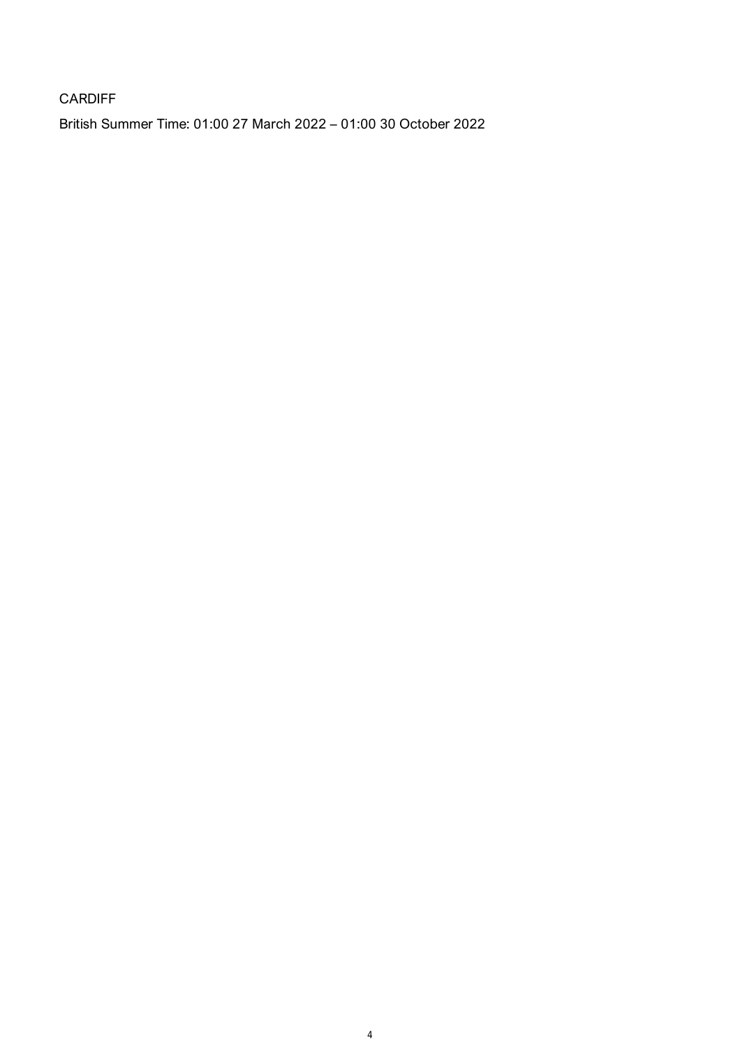CARDIFF

British Summer Time: 01:00 27 March 2022 – 01:00 30 October 2022